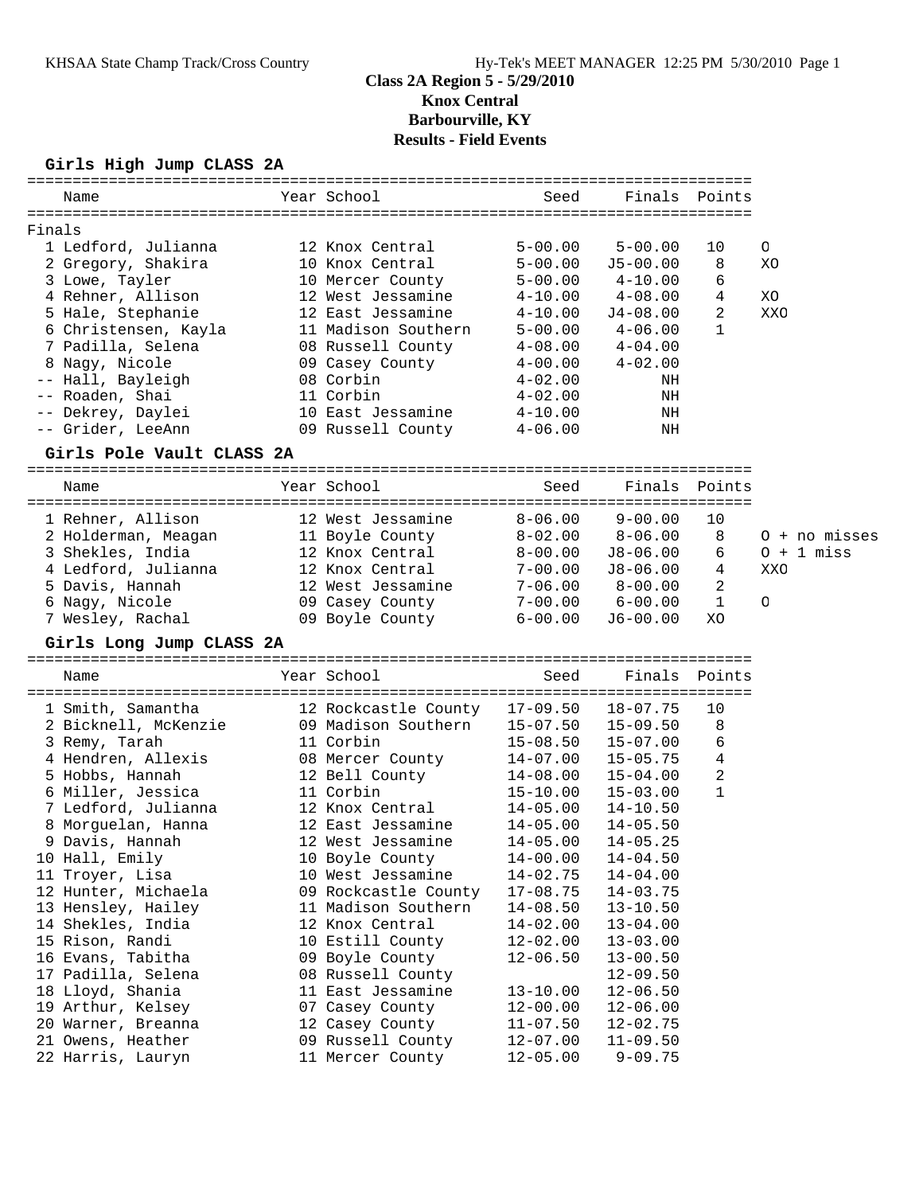# Class 2A Region 5 - 5/29/2010

## Knox Central

## Barbourville, KY

## Results - Field Events

### Girls High Jump CLASS 2A

Finals

| | Name | Year | School | Seed | Finals | Points | |
|---|---|---|---|---|---|---|---|
| 1 | Ledford, Julianna | 12 | Knox Central | 5-00.00 | 5-00.00 | 10 | O |
| 2 | Gregory, Shakira | 10 | Knox Central | 5-00.00 | J5-00.00 | 8 | XO |
| 3 | Lowe, Tayler | 10 | Mercer County | 5-00.00 | 4-10.00 | 6 | |
| 4 | Rehner, Allison | 12 | West Jessamine | 4-10.00 | 4-08.00 | 4 | XO |
| 5 | Hale, Stephanie | 12 | East Jessamine | 4-10.00 | J4-08.00 | 2 | XXO |
| 6 | Christensen, Kayla | 11 | Madison Southern | 5-00.00 | 4-06.00 | 1 | |
| 7 | Padilla, Selena | 08 | Russell County | 4-08.00 | 4-04.00 | | |
| 8 | Nagy, Nicole | 09 | Casey County | 4-00.00 | 4-02.00 | | |
| -- | Hall, Bayleigh | 08 | Corbin | 4-02.00 | NH | | |
| -- | Roaden, Shai | 11 | Corbin | 4-02.00 | NH | | |
| -- | Dekrey, Daylei | 10 | East Jessamine | 4-10.00 | NH | | |
| -- | Grider, LeeAnn | 09 | Russell County | 4-06.00 | NH | | |

### Girls Pole Vault CLASS 2A

| | Name | Year | School | Seed | Finals | Points | |
|---|---|---|---|---|---|---|---|
| 1 | Rehner, Allison | 12 | West Jessamine | 8-06.00 | 9-00.00 | 10 | |
| 2 | Holderman, Meagan | 11 | Boyle County | 8-02.00 | 8-06.00 | 8 | O + no misses |
| 3 | Shekles, India | 12 | Knox Central | 8-00.00 | J8-06.00 | 6 | O + 1 miss |
| 4 | Ledford, Julianna | 12 | Knox Central | 7-00.00 | J8-06.00 | 4 | XXO |
| 5 | Davis, Hannah | 12 | West Jessamine | 7-06.00 | 8-00.00 | 2 | |
| 6 | Nagy, Nicole | 09 | Casey County | 7-00.00 | 6-00.00 | 1 | O |
| 7 | Wesley, Rachal | 09 | Boyle County | 6-00.00 | J6-00.00 | XO | |

### Girls Long Jump CLASS 2A

| | Name | Year | School | Seed | Finals | Points |
|---|---|---|---|---|---|---|
| 1 | Smith, Samantha | 12 | Rockcastle County | 17-09.50 | 18-07.75 | 10 |
| 2 | Bicknell, McKenzie | 09 | Madison Southern | 15-07.50 | 15-09.50 | 8 |
| 3 | Remy, Tarah | 11 | Corbin | 15-08.50 | 15-07.00 | 6 |
| 4 | Hendren, Allexis | 08 | Mercer County | 14-07.00 | 15-05.75 | 4 |
| 5 | Hobbs, Hannah | 12 | Bell County | 14-08.00 | 15-04.00 | 2 |
| 6 | Miller, Jessica | 11 | Corbin | 15-10.00 | 15-03.00 | 1 |
| 7 | Ledford, Julianna | 12 | Knox Central | 14-05.00 | 14-10.50 | |
| 8 | Morguelan, Hanna | 12 | East Jessamine | 14-05.00 | 14-05.50 | |
| 9 | Davis, Hannah | 12 | West Jessamine | 14-05.00 | 14-05.25 | |
| 10 | Hall, Emily | 10 | Boyle County | 14-00.00 | 14-04.50 | |
| 11 | Troyer, Lisa | 10 | West Jessamine | 14-02.75 | 14-04.00 | |
| 12 | Hunter, Michaela | 09 | Rockcastle County | 17-08.75 | 14-03.75 | |
| 13 | Hensley, Hailey | 11 | Madison Southern | 14-08.50 | 13-10.50 | |
| 14 | Shekles, India | 12 | Knox Central | 14-02.00 | 13-04.00 | |
| 15 | Rison, Randi | 10 | Estill County | 12-02.00 | 13-03.00 | |
| 16 | Evans, Tabitha | 09 | Boyle County | 12-06.50 | 13-00.50 | |
| 17 | Padilla, Selena | 08 | Russell County | | 12-09.50 | |
| 18 | Lloyd, Shania | 11 | East Jessamine | 13-10.00 | 12-06.50 | |
| 19 | Arthur, Kelsey | 07 | Casey County | 12-00.00 | 12-06.00 | |
| 20 | Warner, Breanna | 12 | Casey County | 11-07.50 | 12-02.75 | |
| 21 | Owens, Heather | 09 | Russell County | 12-07.00 | 11-09.50 | |
| 22 | Harris, Lauryn | 11 | Mercer County | 12-05.00 | 9-09.75 | |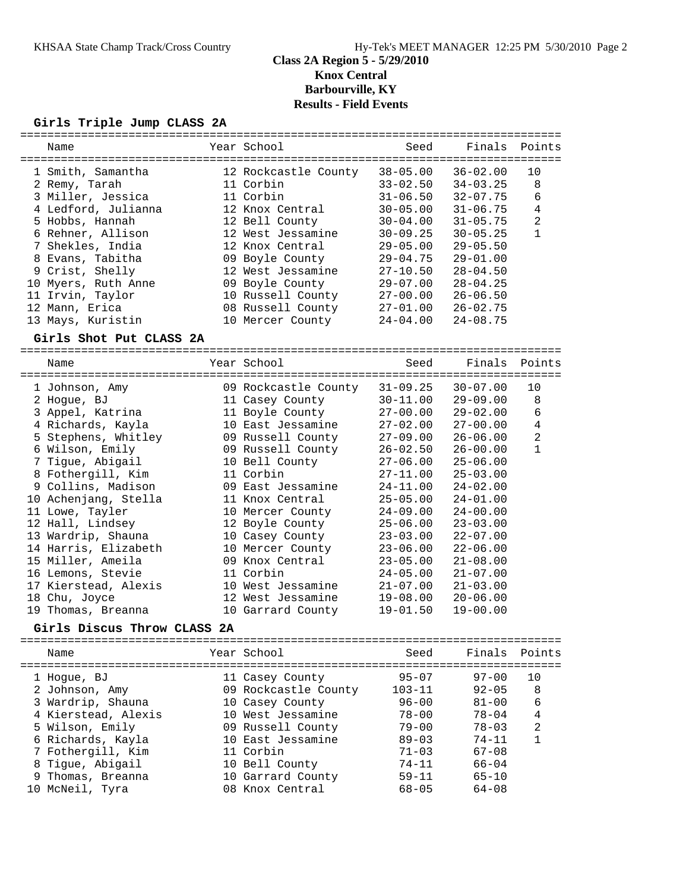# Class 2A Region 5 - 5/29/2010
## Knox Central
## Barbourville, KY
## Results - Field Events

### Girls Triple Jump CLASS 2A

| | Name | Year | School | Seed | Finals | Points |
|---|---|---|---|---|---|---|
| 1 | Smith, Samantha | 12 | Rockcastle County | 38-05.00 | 36-02.00 | 10 |
| 2 | Remy, Tarah | 11 | Corbin | 33-02.50 | 34-03.25 | 8 |
| 3 | Miller, Jessica | 11 | Corbin | 31-06.50 | 32-07.75 | 6 |
| 4 | Ledford, Julianna | 12 | Knox Central | 30-05.00 | 31-06.75 | 4 |
| 5 | Hobbs, Hannah | 12 | Bell County | 30-04.00 | 31-05.75 | 2 |
| 6 | Rehner, Allison | 12 | West Jessamine | 30-09.25 | 30-05.25 | 1 |
| 7 | Shekles, India | 12 | Knox Central | 29-05.00 | 29-05.50 | |
| 8 | Evans, Tabitha | 09 | Boyle County | 29-04.75 | 29-01.00 | |
| 9 | Crist, Shelly | 12 | West Jessamine | 27-10.50 | 28-04.50 | |
| 10 | Myers, Ruth Anne | 09 | Boyle County | 29-07.00 | 28-04.25 | |
| 11 | Irvin, Taylor | 10 | Russell County | 27-00.00 | 26-06.50 | |
| 12 | Mann, Erica | 08 | Russell County | 27-01.00 | 26-02.75 | |
| 13 | Mays, Kuristin | 10 | Mercer County | 24-04.00 | 24-08.75 | |

### Girls Shot Put CLASS 2A

| | Name | Year | School | Seed | Finals | Points |
|---|---|---|---|---|---|---|
| 1 | Johnson, Amy | 09 | Rockcastle County | 31-09.25 | 30-07.00 | 10 |
| 2 | Hogue, BJ | 11 | Casey County | 30-11.00 | 29-09.00 | 8 |
| 3 | Appel, Katrina | 11 | Boyle County | 27-00.00 | 29-02.00 | 6 |
| 4 | Richards, Kayla | 10 | East Jessamine | 27-02.00 | 27-00.00 | 4 |
| 5 | Stephens, Whitley | 09 | Russell County | 27-09.00 | 26-06.00 | 2 |
| 6 | Wilson, Emily | 09 | Russell County | 26-02.50 | 26-00.00 | 1 |
| 7 | Tigue, Abigail | 10 | Bell County | 27-06.00 | 25-06.00 | |
| 8 | Fothergill, Kim | 11 | Corbin | 27-11.00 | 25-03.00 | |
| 9 | Collins, Madison | 09 | East Jessamine | 24-11.00 | 24-02.00 | |
| 10 | Achenjang, Stella | 11 | Knox Central | 25-05.00 | 24-01.00 | |
| 11 | Lowe, Tayler | 10 | Mercer County | 24-09.00 | 24-00.00 | |
| 12 | Hall, Lindsey | 12 | Boyle County | 25-06.00 | 23-03.00 | |
| 13 | Wardrip, Shauna | 10 | Casey County | 23-03.00 | 22-07.00 | |
| 14 | Harris, Elizabeth | 10 | Mercer County | 23-06.00 | 22-06.00 | |
| 15 | Miller, Ameila | 09 | Knox Central | 23-05.00 | 21-08.00 | |
| 16 | Lemons, Stevie | 11 | Corbin | 24-05.00 | 21-07.00 | |
| 17 | Kierstead, Alexis | 10 | West Jessamine | 21-07.00 | 21-03.00 | |
| 18 | Chu, Joyce | 12 | West Jessamine | 19-08.00 | 20-06.00 | |
| 19 | Thomas, Breanna | 10 | Garrard County | 19-01.50 | 19-00.00 | |

### Girls Discus Throw CLASS 2A

| | Name | Year | School | Seed | Finals | Points |
|---|---|---|---|---|---|---|
| 1 | Hogue, BJ | 11 | Casey County | 95-07 | 97-00 | 10 |
| 2 | Johnson, Amy | 09 | Rockcastle County | 103-11 | 92-05 | 8 |
| 3 | Wardrip, Shauna | 10 | Casey County | 96-00 | 81-00 | 6 |
| 4 | Kierstead, Alexis | 10 | West Jessamine | 78-00 | 78-04 | 4 |
| 5 | Wilson, Emily | 09 | Russell County | 79-00 | 78-03 | 2 |
| 6 | Richards, Kayla | 10 | East Jessamine | 89-03 | 74-11 | 1 |
| 7 | Fothergill, Kim | 11 | Corbin | 71-03 | 67-08 | |
| 8 | Tigue, Abigail | 10 | Bell County | 74-11 | 66-04 | |
| 9 | Thomas, Breanna | 10 | Garrard County | 59-11 | 65-10 | |
| 10 | McNeil, Tyra | 08 | Knox Central | 68-05 | 64-08 | |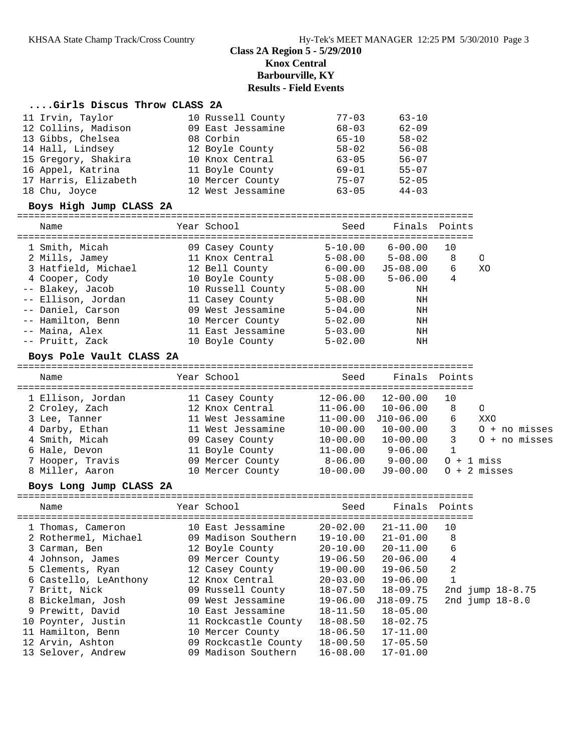**Class 2A Region 5 - 5/29/2010**
**Knox Central**
**Barbourville, KY**
**Results - Field Events**

### ....Girls Discus Throw CLASS 2A

| Place | Name | Year | School | Seed | Finals |
|---|---|---|---|---|---|
| 11 | Irvin, Taylor | 10 | Russell County | 77-03 | 63-10 |
| 12 | Collins, Madison | 09 | East Jessamine | 68-03 | 62-09 |
| 13 | Gibbs, Chelsea | 08 | Corbin | 65-10 | 58-02 |
| 14 | Hall, Lindsey | 12 | Boyle County | 58-02 | 56-08 |
| 15 | Gregory, Shakira | 10 | Knox Central | 63-05 | 56-07 |
| 16 | Appel, Katrina | 11 | Boyle County | 69-01 | 55-07 |
| 17 | Harris, Elizabeth | 10 | Mercer County | 75-07 | 52-05 |
| 18 | Chu, Joyce | 12 | West Jessamine | 63-05 | 44-03 |

### Boys High Jump CLASS 2A

| Place | Name | Year | School | Seed | Finals | Points | |
|---|---|---|---|---|---|---|---|
| 1 | Smith, Micah | 09 | Casey County | 5-10.00 | 6-00.00 | 10 | |
| 2 | Mills, Jamey | 11 | Knox Central | 5-08.00 | 5-08.00 | 8 | O |
| 3 | Hatfield, Michael | 12 | Bell County | 6-00.00 | J5-08.00 | 6 | XO |
| 4 | Cooper, Cody | 10 | Boyle County | 5-08.00 | 5-06.00 | 4 | |
| -- | Blakey, Jacob | 10 | Russell County | 5-08.00 | NH | | |
| -- | Ellison, Jordan | 11 | Casey County | 5-08.00 | NH | | |
| -- | Daniel, Carson | 09 | West Jessamine | 5-04.00 | NH | | |
| -- | Hamilton, Benn | 10 | Mercer County | 5-02.00 | NH | | |
| -- | Maina, Alex | 11 | East Jessamine | 5-03.00 | NH | | |
| -- | Pruitt, Zack | 10 | Boyle County | 5-02.00 | NH | | |

### Boys Pole Vault CLASS 2A

| Place | Name | Year | School | Seed | Finals | Points | |
|---|---|---|---|---|---|---|---|
| 1 | Ellison, Jordan | 11 | Casey County | 12-06.00 | 12-00.00 | 10 | |
| 2 | Croley, Zach | 12 | Knox Central | 11-06.00 | 10-06.00 | 8 | O |
| 3 | Lee, Tanner | 11 | West Jessamine | 11-00.00 | J10-06.00 | 6 | XXO |
| 4 | Darby, Ethan | 11 | West Jessamine | 10-00.00 | 10-00.00 | 3 | O + no misses |
| 4 | Smith, Micah | 09 | Casey County | 10-00.00 | 10-00.00 | 3 | O + no misses |
| 6 | Hale, Devon | 11 | Boyle County | 11-00.00 | 9-06.00 | 1 | |
| 7 | Hooper, Travis | 09 | Mercer County | 8-06.00 | 9-00.00 | | O + 1 miss |
| 8 | Miller, Aaron | 10 | Mercer County | 10-00.00 | J9-00.00 | | O + 2 misses |

### Boys Long Jump CLASS 2A

| Place | Name | Year | School | Seed | Finals | Points | |
|---|---|---|---|---|---|---|---|
| 1 | Thomas, Cameron | 10 | East Jessamine | 20-02.00 | 21-11.00 | 10 | |
| 2 | Rothermel, Michael | 09 | Madison Southern | 19-10.00 | 21-01.00 | 8 | |
| 3 | Carman, Ben | 12 | Boyle County | 20-10.00 | 20-11.00 | 6 | |
| 4 | Johnson, James | 09 | Mercer County | 19-06.50 | 20-06.00 | 4 | |
| 5 | Clements, Ryan | 12 | Casey County | 19-00.00 | 19-06.50 | 2 | |
| 6 | Castello, LeAnthony | 12 | Knox Central | 20-03.00 | 19-06.00 | 1 | |
| 7 | Britt, Nick | 09 | Russell County | 18-07.50 | 18-09.75 | | 2nd jump 18-8.75 |
| 8 | Bickelman, Josh | 09 | West Jessamine | 19-06.00 | J18-09.75 | | 2nd jump 18-8.0 |
| 9 | Prewitt, David | 10 | East Jessamine | 18-11.50 | 18-05.00 | | |
| 10 | Poynter, Justin | 11 | Rockcastle County | 18-08.50 | 18-02.75 | | |
| 11 | Hamilton, Benn | 10 | Mercer County | 18-06.50 | 17-11.00 | | |
| 12 | Arvin, Ashton | 09 | Rockcastle County | 18-00.50 | 17-05.50 | | |
| 13 | Selover, Andrew | 09 | Madison Southern | 16-08.00 | 17-01.00 | | |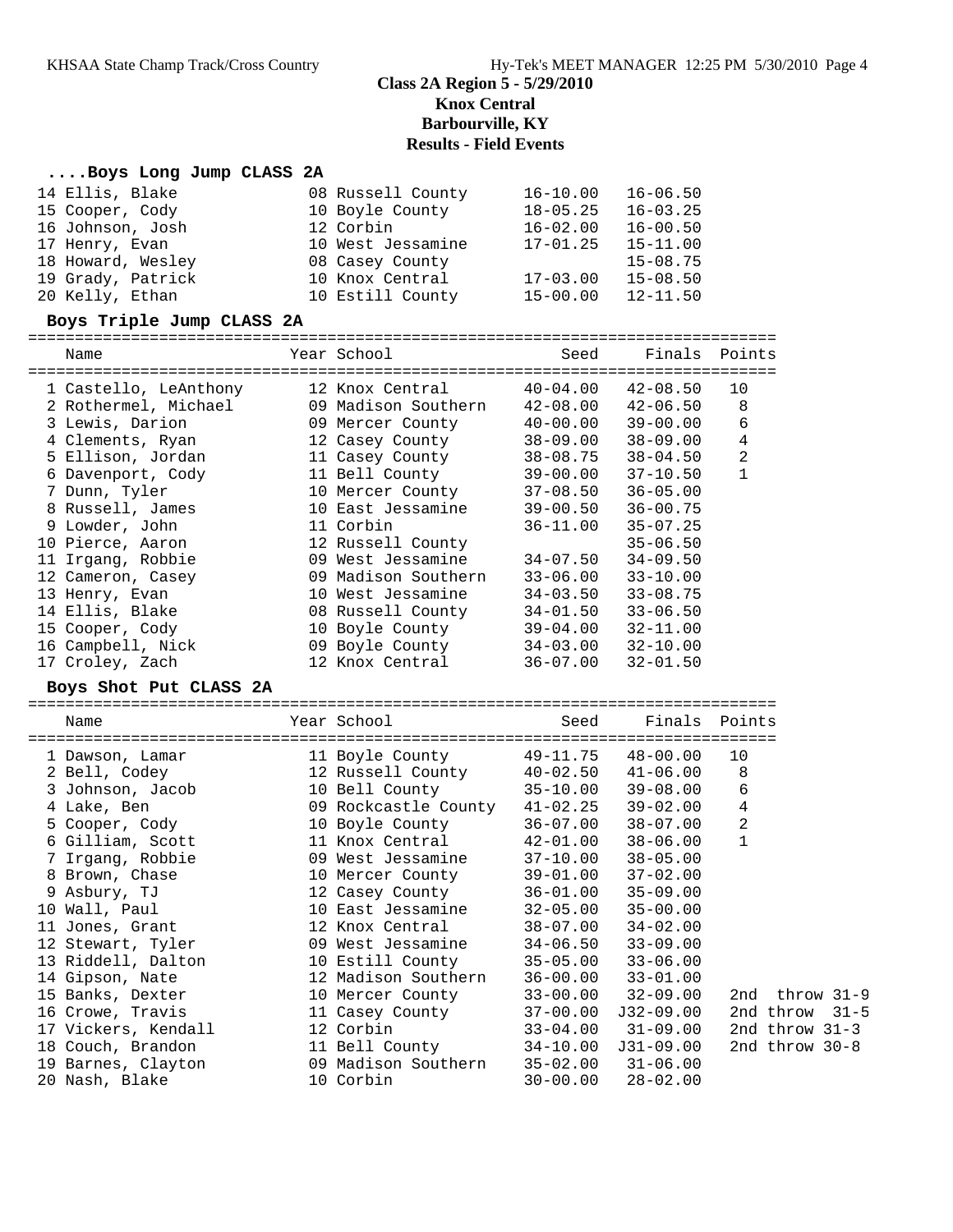# Class 2A Region 5 - 5/29/2010

## Knox Central

## Barbourville, KY

## Results - Field Events

### ....Boys Long Jump CLASS 2A

| Name | Year | School | Seed | Finals | Points |
|---|---|---|---|---|---|
| 14 Ellis, Blake | 08 | Russell County | 16-10.00 | 16-06.50 | |
| 15 Cooper, Cody | 10 | Boyle County | 18-05.25 | 16-03.25 | |
| 16 Johnson, Josh | 12 | Corbin | 16-02.00 | 16-00.50 | |
| 17 Henry, Evan | 10 | West Jessamine | 17-01.25 | 15-11.00 | |
| 18 Howard, Wesley | 08 | Casey County | | 15-08.75 | |
| 19 Grady, Patrick | 10 | Knox Central | 17-03.00 | 15-08.50 | |
| 20 Kelly, Ethan | 10 | Estill County | 15-00.00 | 12-11.50 | |

### Boys Triple Jump CLASS 2A

| Name | Year | School | Seed | Finals | Points |
|---|---|---|---|---|---|
| 1 Castello, LeAnthony | 12 | Knox Central | 40-04.00 | 42-08.50 | 10 |
| 2 Rothermel, Michael | 09 | Madison Southern | 42-08.00 | 42-06.50 | 8 |
| 3 Lewis, Darion | 09 | Mercer County | 40-00.00 | 39-00.00 | 6 |
| 4 Clements, Ryan | 12 | Casey County | 38-09.00 | 38-09.00 | 4 |
| 5 Ellison, Jordan | 11 | Casey County | 38-08.75 | 38-04.50 | 2 |
| 6 Davenport, Cody | 11 | Bell County | 39-00.00 | 37-10.50 | 1 |
| 7 Dunn, Tyler | 10 | Mercer County | 37-08.50 | 36-05.00 | |
| 8 Russell, James | 10 | East Jessamine | 39-00.50 | 36-00.75 | |
| 9 Lowder, John | 11 | Corbin | 36-11.00 | 35-07.25 | |
| 10 Pierce, Aaron | 12 | Russell County | | 35-06.50 | |
| 11 Irgang, Robbie | 09 | West Jessamine | 34-07.50 | 34-09.50 | |
| 12 Cameron, Casey | 09 | Madison Southern | 33-06.00 | 33-10.00 | |
| 13 Henry, Evan | 10 | West Jessamine | 34-03.50 | 33-08.75 | |
| 14 Ellis, Blake | 08 | Russell County | 34-01.50 | 33-06.50 | |
| 15 Cooper, Cody | 10 | Boyle County | 39-04.00 | 32-11.00 | |
| 16 Campbell, Nick | 09 | Boyle County | 34-03.00 | 32-10.00 | |
| 17 Croley, Zach | 12 | Knox Central | 36-07.00 | 32-01.50 | |

### Boys Shot Put CLASS 2A

| Name | Year | School | Seed | Finals | Points | |
|---|---|---|---|---|---|---|
| 1 Dawson, Lamar | 11 | Boyle County | 49-11.75 | 48-00.00 | 10 | |
| 2 Bell, Codey | 12 | Russell County | 40-02.50 | 41-06.00 | 8 | |
| 3 Johnson, Jacob | 10 | Bell County | 35-10.00 | 39-08.00 | 6 | |
| 4 Lake, Ben | 09 | Rockcastle County | 41-02.25 | 39-02.00 | 4 | |
| 5 Cooper, Cody | 10 | Boyle County | 36-07.00 | 38-07.00 | 2 | |
| 6 Gilliam, Scott | 11 | Knox Central | 42-01.00 | 38-06.00 | 1 | |
| 7 Irgang, Robbie | 09 | West Jessamine | 37-10.00 | 38-05.00 | | |
| 8 Brown, Chase | 10 | Mercer County | 39-01.00 | 37-02.00 | | |
| 9 Asbury, TJ | 12 | Casey County | 36-01.00 | 35-09.00 | | |
| 10 Wall, Paul | 10 | East Jessamine | 32-05.00 | 35-00.00 | | |
| 11 Jones, Grant | 12 | Knox Central | 38-07.00 | 34-02.00 | | |
| 12 Stewart, Tyler | 09 | West Jessamine | 34-06.50 | 33-09.00 | | |
| 13 Riddell, Dalton | 10 | Estill County | 35-05.00 | 33-06.00 | | |
| 14 Gipson, Nate | 12 | Madison Southern | 36-00.00 | 33-01.00 | | |
| 15 Banks, Dexter | 10 | Mercer County | 33-00.00 | 32-09.00 | | 2nd throw 31-9 |
| 16 Crowe, Travis | 11 | Casey County | 37-00.00 | J32-09.00 | | 2nd throw 31-5 |
| 17 Vickers, Kendall | 12 | Corbin | 33-04.00 | 31-09.00 | | 2nd throw 31-3 |
| 18 Couch, Brandon | 11 | Bell County | 34-10.00 | J31-09.00 | | 2nd throw 30-8 |
| 19 Barnes, Clayton | 09 | Madison Southern | 35-02.00 | 31-06.00 | | |
| 20 Nash, Blake | 10 | Corbin | 30-00.00 | 28-02.00 | | |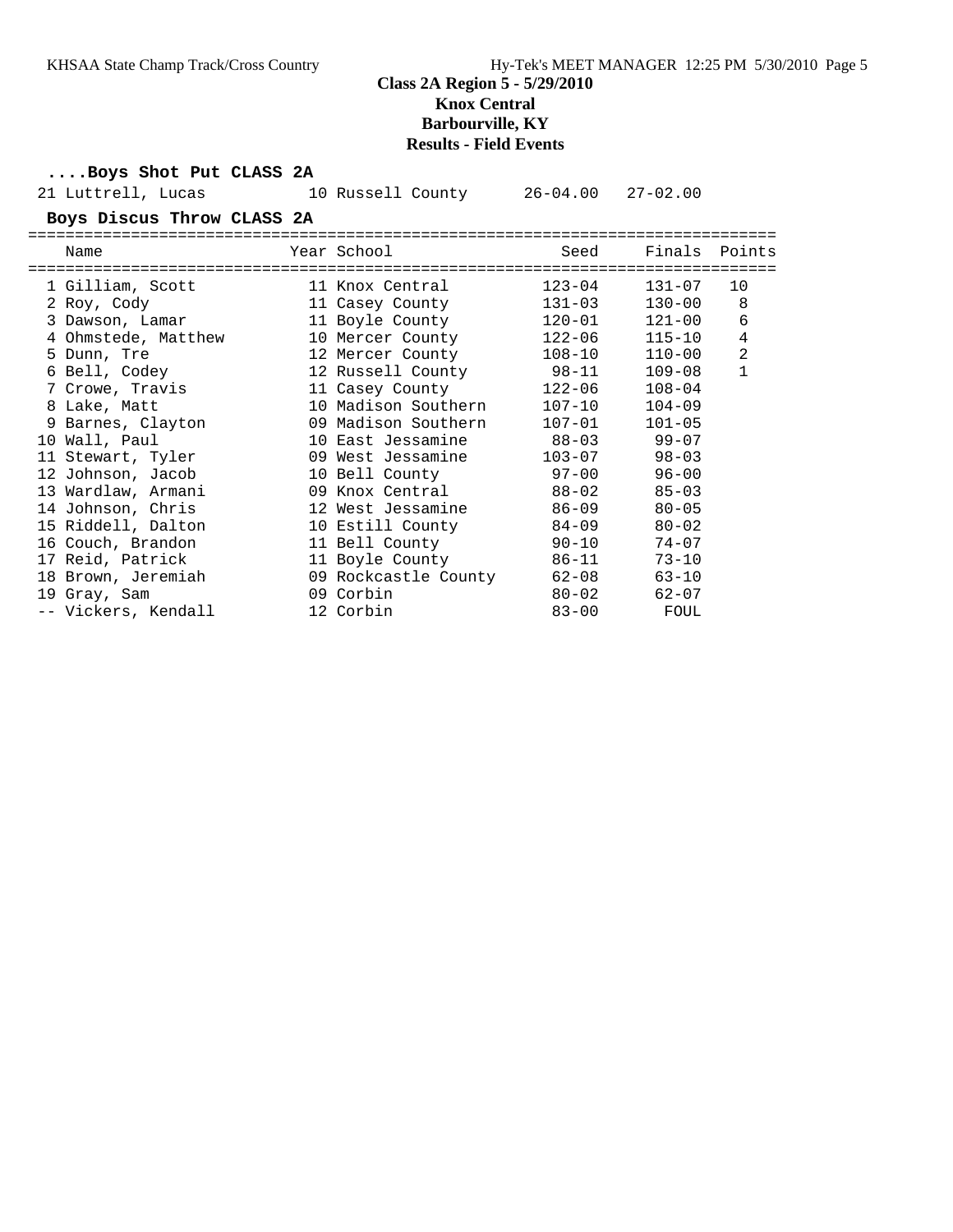# Class 2A Region 5 - 5/29/2010
## Knox Central
## Barbourville, KY
## Results - Field Events

### ....Boys Shot Put CLASS 2A

| | | | | |
|---|---|---|---|---|
| 21 | Luttrell, Lucas | 10 Russell County | 26-04.00 | 27-02.00 |

### Boys Discus Throw CLASS 2A

| | Name | Year | School | Seed | Finals | Points |
|---|---|---|---|---|---|---|
| 1 | Gilliam, Scott | 11 | Knox Central | 123-04 | 131-07 | 10 |
| 2 | Roy, Cody | 11 | Casey County | 131-03 | 130-00 | 8 |
| 3 | Dawson, Lamar | 11 | Boyle County | 120-01 | 121-00 | 6 |
| 4 | Ohmstede, Matthew | 10 | Mercer County | 122-06 | 115-10 | 4 |
| 5 | Dunn, Tre | 12 | Mercer County | 108-10 | 110-00 | 2 |
| 6 | Bell, Codey | 12 | Russell County | 98-11 | 109-08 | 1 |
| 7 | Crowe, Travis | 11 | Casey County | 122-06 | 108-04 | |
| 8 | Lake, Matt | 10 | Madison Southern | 107-10 | 104-09 | |
| 9 | Barnes, Clayton | 09 | Madison Southern | 107-01 | 101-05 | |
| 10 | Wall, Paul | 10 | East Jessamine | 88-03 | 99-07 | |
| 11 | Stewart, Tyler | 09 | West Jessamine | 103-07 | 98-03 | |
| 12 | Johnson, Jacob | 10 | Bell County | 97-00 | 96-00 | |
| 13 | Wardlaw, Armani | 09 | Knox Central | 88-02 | 85-03 | |
| 14 | Johnson, Chris | 12 | West Jessamine | 86-09 | 80-05 | |
| 15 | Riddell, Dalton | 10 | Estill County | 84-09 | 80-02 | |
| 16 | Couch, Brandon | 11 | Bell County | 90-10 | 74-07 | |
| 17 | Reid, Patrick | 11 | Boyle County | 86-11 | 73-10 | |
| 18 | Brown, Jeremiah | 09 | Rockcastle County | 62-08 | 63-10 | |
| 19 | Gray, Sam | 09 | Corbin | 80-02 | 62-07 | |
| -- | Vickers, Kendall | 12 | Corbin | 83-00 | FOUL | |